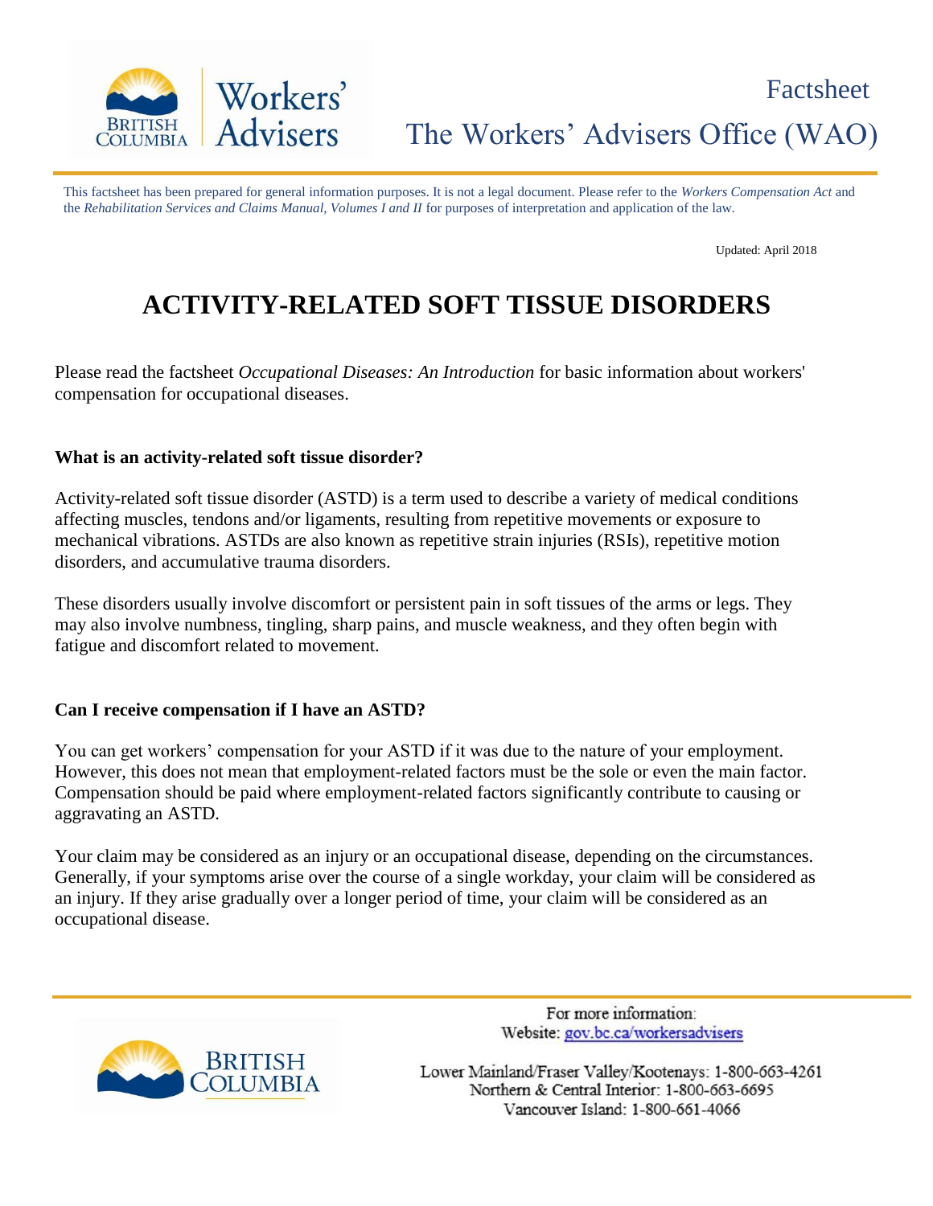Factsheet

The Workers' Advisers Office (WAO)

This factsheet has been prepared for general information purposes. It is not a legal document. Please refer to the *Workers Compensation Act* and the *Rehabilitation Services and Claims Manual, Volumes I and II* for purposes of interpretation and application of the law.

Updated: April 2018

# ACTIVITY-RELATED SOFT TISSUE DISORDERS

Please read the factsheet *Occupational Diseases: An Introduction* for basic information about workers' compensation for occupational diseases.

### What is an activity-related soft tissue disorder?

Activity-related soft tissue disorder (ASTD) is a term used to describe a variety of medical conditions affecting muscles, tendons and/or ligaments, resulting from repetitive movements or exposure to mechanical vibrations. ASTDs are also known as repetitive strain injuries (RSIs), repetitive motion disorders, and accumulative trauma disorders.

These disorders usually involve discomfort or persistent pain in soft tissues of the arms or legs. They may also involve numbness, tingling, sharp pains, and muscle weakness, and they often begin with fatigue and discomfort related to movement.

### Can I receive compensation if I have an ASTD?

You can get workers' compensation for your ASTD if it was due to the nature of your employment. However, this does not mean that employment-related factors must be the sole or even the main factor. Compensation should be paid where employment-related factors significantly contribute to causing or aggravating an ASTD.

Your claim may be considered as an injury or an occupational disease, depending on the circumstances. Generally, if your symptoms arise over the course of a single workday, your claim will be considered as an injury. If they arise gradually over a longer period of time, your claim will be considered as an occupational disease.

For more information:
Website: gov.bc.ca/workersadvisers

Lower Mainland/Fraser Valley/Kootenays: 1-800-663-4261
Northern & Central Interior: 1-800-663-6695
Vancouver Island: 1-800-661-4066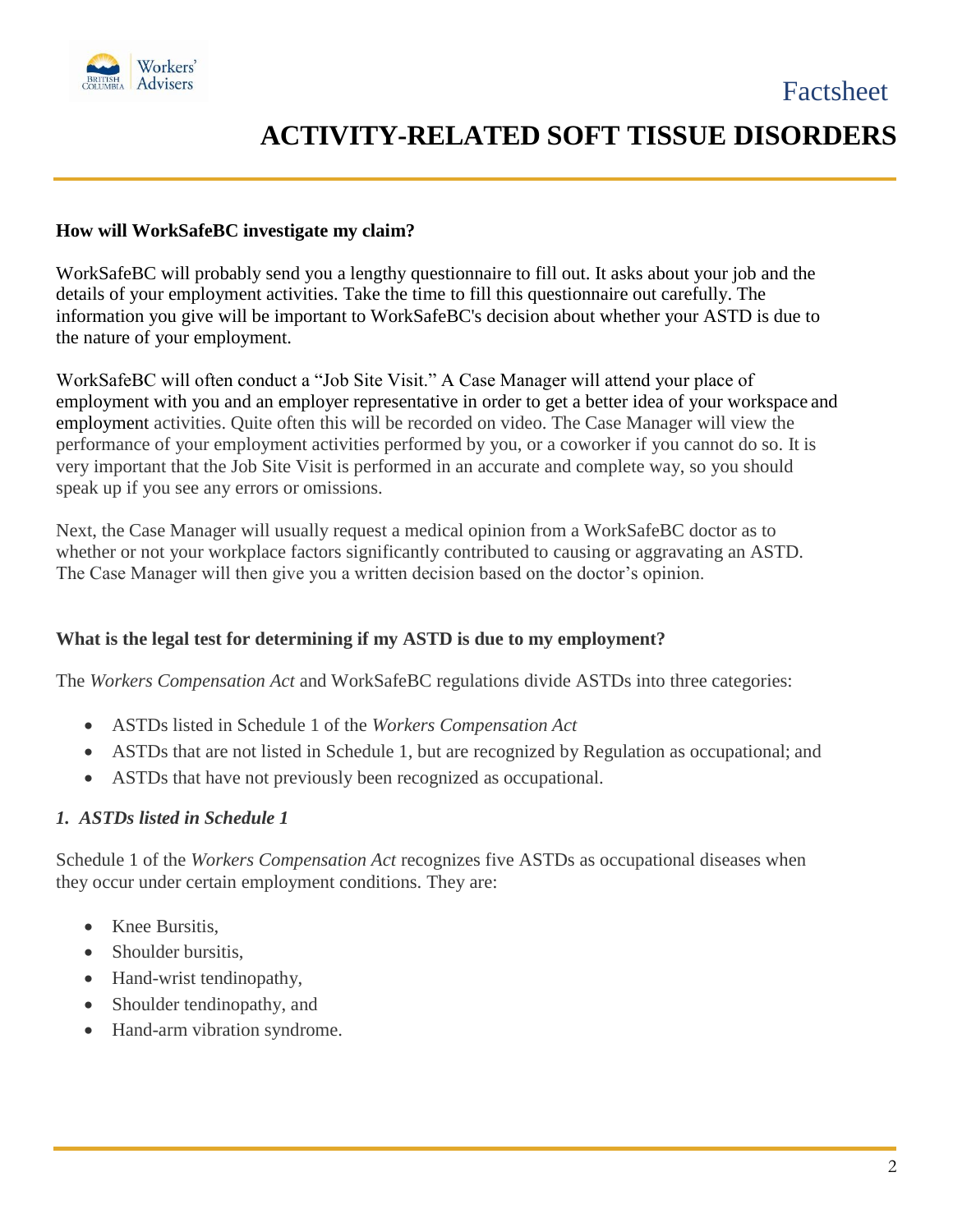**How will WorkSafeBC investigate my claim?**

WorkSafeBC will probably send you a lengthy questionnaire to fill out. It asks about your job and the details of your employment activities. Take the time to fill this questionnaire out carefully. The information you give will be important to WorkSafeBC's decision about whether your ASTD is due to the nature of your employment.

WorkSafeBC will often conduct a "Job Site Visit." A Case Manager will attend your place of employment with you and an employer representative in order to get a better idea of your workspace and employment activities. Quite often this will be recorded on video. The Case Manager will view the performance of your employment activities performed by you, or a coworker if you cannot do so. It is very important that the Job Site Visit is performed in an accurate and complete way, so you should speak up if you see any errors or omissions.

Next, the Case Manager will usually request a medical opinion from a WorkSafeBC doctor as to whether or not your workplace factors significantly contributed to causing or aggravating an ASTD. The Case Manager will then give you a written decision based on the doctor's opinion.

**What is the legal test for determining if my ASTD is due to my employment?**

The *Workers Compensation Act* and WorkSafeBC regulations divide ASTDs into three categories:

- ASTDs listed in Schedule 1 of the *Workers Compensation Act*
- ASTDs that are not listed in Schedule 1, but are recognized by Regulation as occupational; and
- ASTDs that have not previously been recognized as occupational.

***1. ASTDs listed in Schedule 1***

Schedule 1 of the *Workers Compensation Act* recognizes five ASTDs as occupational diseases when they occur under certain employment conditions. They are:

- Knee Bursitis,
- Shoulder bursitis,
- Hand-wrist tendinopathy,
- Shoulder tendinopathy, and
- Hand-arm vibration syndrome.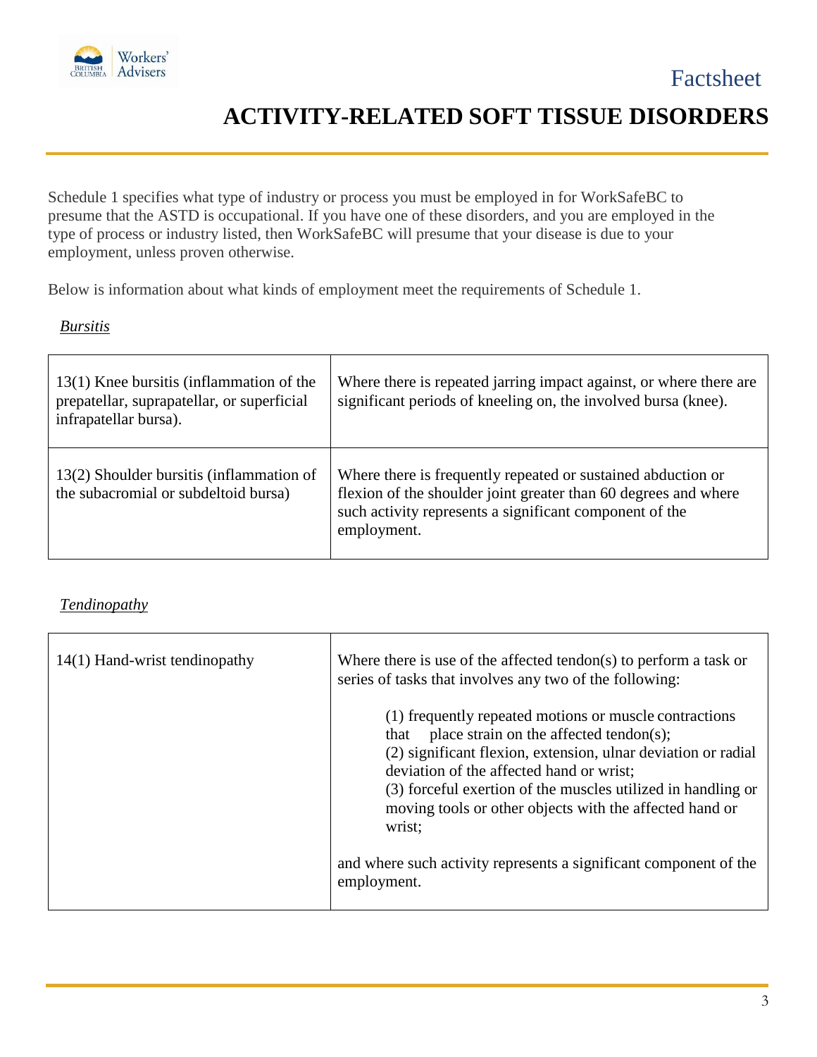# ACTIVITY-RELATED SOFT TISSUE DISORDERS

Schedule 1 specifies what type of industry or process you must be employed in for WorkSafeBC to presume that the ASTD is occupational. If you have one of these disorders, and you are employed in the type of process or industry listed, then WorkSafeBC will presume that your disease is due to your employment, unless proven otherwise.

Below is information about what kinds of employment meet the requirements of Schedule 1.

*Bursitis*

| | |
|---|---|
| 13(1) Knee bursitis (inflammation of the prepatellar, suprapatellar, or superficial infrapatellar bursa). | Where there is repeated jarring impact against, or where there are significant periods of kneeling on, the involved bursa (knee). |
| 13(2) Shoulder bursitis (inflammation of the subacromial or subdeltoid bursa) | Where there is frequently repeated or sustained abduction or flexion of the shoulder joint greater than 60 degrees and where such activity represents a significant component of the employment. |

*Tendinopathy*

| | |
|---|---|
| 14(1) Hand-wrist tendinopathy | Where there is use of the affected tendon(s) to perform a task or series of tasks that involves any two of the following:<br><br>(1) frequently repeated motions or muscle contractions that place strain on the affected tendon(s);<br>(2) significant flexion, extension, ulnar deviation or radial deviation of the affected hand or wrist;<br>(3) forceful exertion of the muscles utilized in handling or moving tools or other objects with the affected hand or wrist;<br><br>and where such activity represents a significant component of the employment. |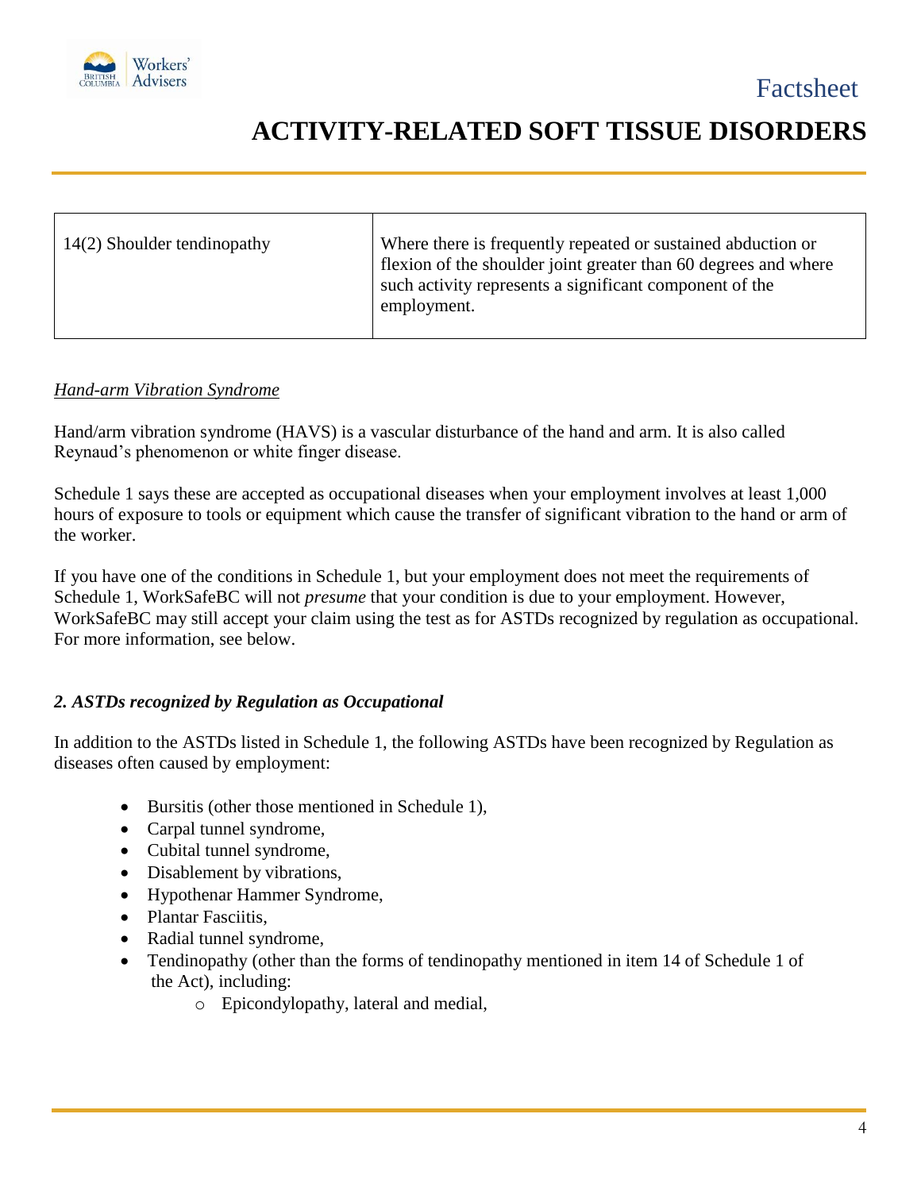| 14(2) Shoulder tendinopathy | Where there is frequently repeated or sustained abduction or flexion of the shoulder joint greater than 60 degrees and where such activity represents a significant component of the employment. |
|---|---|

*Hand-arm Vibration Syndrome*

Hand/arm vibration syndrome (HAVS) is a vascular disturbance of the hand and arm. It is also called Reynaud's phenomenon or white finger disease.

Schedule 1 says these are accepted as occupational diseases when your employment involves at least 1,000 hours of exposure to tools or equipment which cause the transfer of significant vibration to the hand or arm of the worker.

If you have one of the conditions in Schedule 1, but your employment does not meet the requirements of Schedule 1, WorkSafeBC will not *presume* that your condition is due to your employment. However, WorkSafeBC may still accept your claim using the test as for ASTDs recognized by regulation as occupational. For more information, see below.

### *2. ASTDs recognized by Regulation as Occupational*

In addition to the ASTDs listed in Schedule 1, the following ASTDs have been recognized by Regulation as diseases often caused by employment:

- Bursitis (other those mentioned in Schedule 1),
- Carpal tunnel syndrome,
- Cubital tunnel syndrome,
- Disablement by vibrations,
- Hypothenar Hammer Syndrome,
- Plantar Fasciitis,
- Radial tunnel syndrome,
- Tendinopathy (other than the forms of tendinopathy mentioned in item 14 of Schedule 1 of the Act), including:
  - Epicondylopathy, lateral and medial,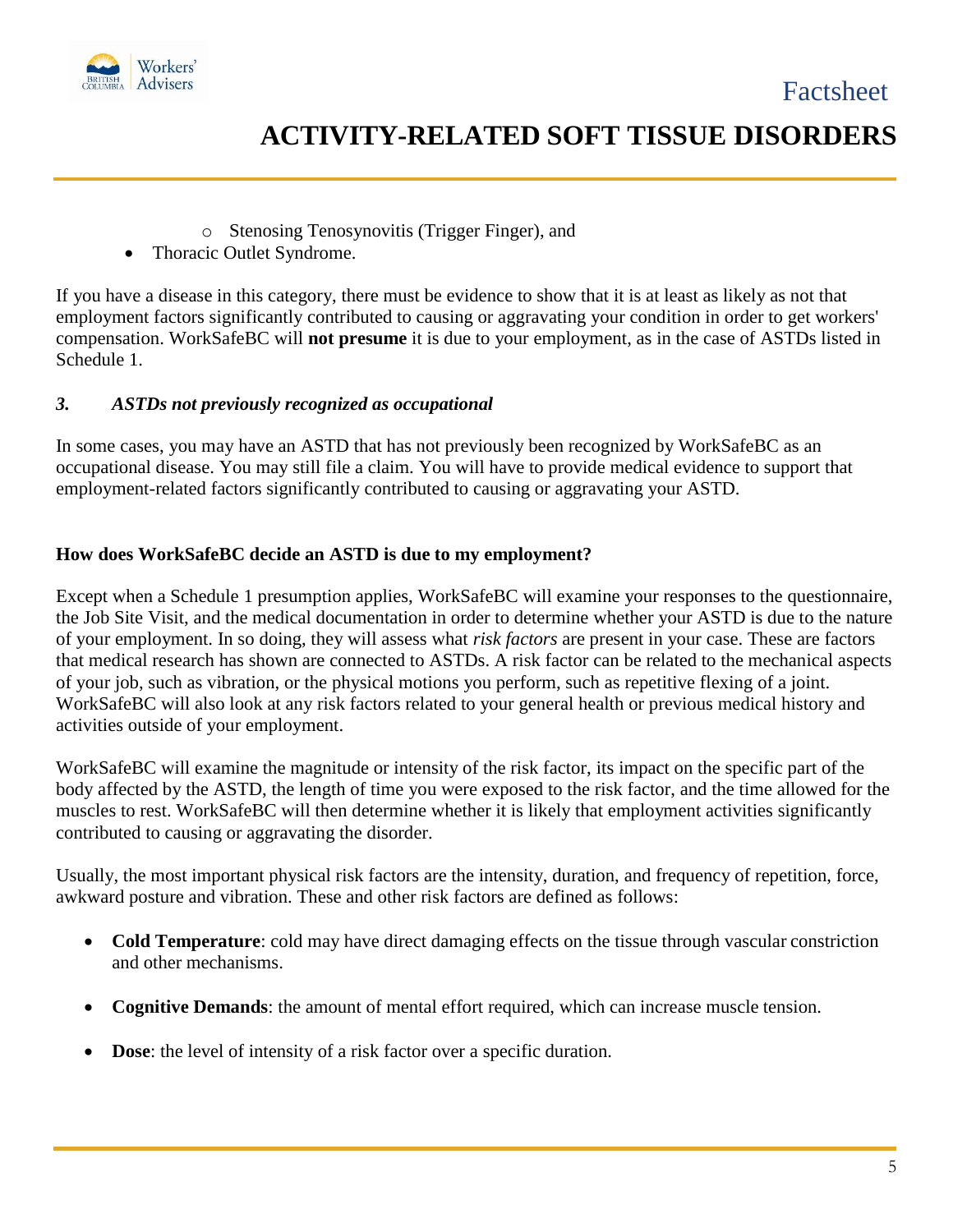- Stenosing Tenosynovitis (Trigger Finger), and
- Thoracic Outlet Syndrome.

If you have a disease in this category, there must be evidence to show that it is at least as likely as not that employment factors significantly contributed to causing or aggravating your condition in order to get workers' compensation. WorkSafeBC will **not presume** it is due to your employment, as in the case of ASTDs listed in Schedule 1.

### *3. ASTDs not previously recognized as occupational*

In some cases, you may have an ASTD that has not previously been recognized by WorkSafeBC as an occupational disease. You may still file a claim. You will have to provide medical evidence to support that employment-related factors significantly contributed to causing or aggravating your ASTD.

### How does WorkSafeBC decide an ASTD is due to my employment?

Except when a Schedule 1 presumption applies, WorkSafeBC will examine your responses to the questionnaire, the Job Site Visit, and the medical documentation in order to determine whether your ASTD is due to the nature of your employment. In so doing, they will assess what *risk factors* are present in your case. These are factors that medical research has shown are connected to ASTDs. A risk factor can be related to the mechanical aspects of your job, such as vibration, or the physical motions you perform, such as repetitive flexing of a joint. WorkSafeBC will also look at any risk factors related to your general health or previous medical history and activities outside of your employment.

WorkSafeBC will examine the magnitude or intensity of the risk factor, its impact on the specific part of the body affected by the ASTD, the length of time you were exposed to the risk factor, and the time allowed for the muscles to rest. WorkSafeBC will then determine whether it is likely that employment activities significantly contributed to causing or aggravating the disorder.

Usually, the most important physical risk factors are the intensity, duration, and frequency of repetition, force, awkward posture and vibration. These and other risk factors are defined as follows:

- **Cold Temperature**: cold may have direct damaging effects on the tissue through vascular constriction and other mechanisms.
- **Cognitive Demands**: the amount of mental effort required, which can increase muscle tension.
- **Dose**: the level of intensity of a risk factor over a specific duration.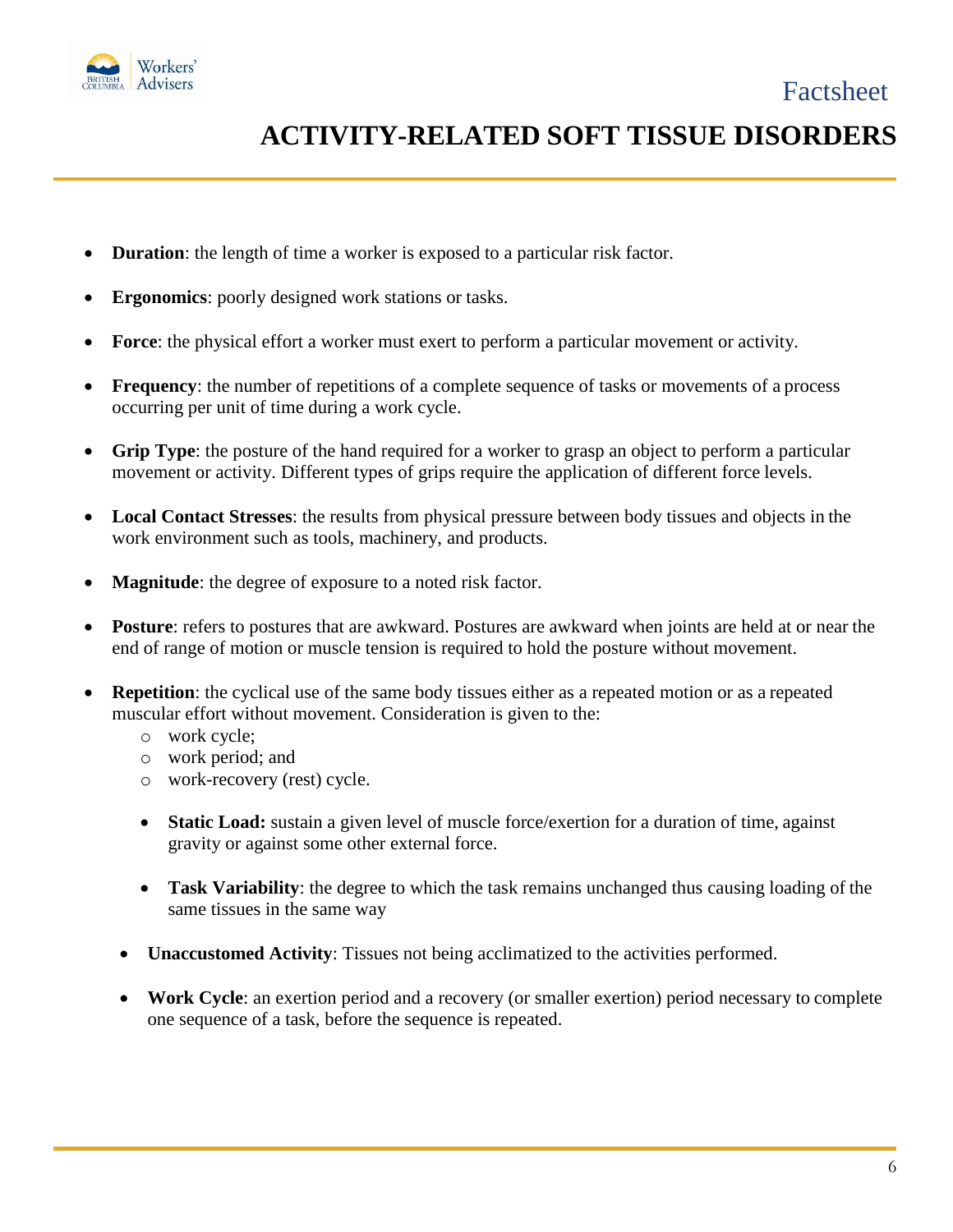- **Duration**: the length of time a worker is exposed to a particular risk factor.
- **Ergonomics**: poorly designed work stations or tasks.
- **Force**: the physical effort a worker must exert to perform a particular movement or activity.
- **Frequency**: the number of repetitions of a complete sequence of tasks or movements of a process occurring per unit of time during a work cycle.
- **Grip Type**: the posture of the hand required for a worker to grasp an object to perform a particular movement or activity. Different types of grips require the application of different force levels.
- **Local Contact Stresses**: the results from physical pressure between body tissues and objects in the work environment such as tools, machinery, and products.
- **Magnitude**: the degree of exposure to a noted risk factor.
- **Posture**: refers to postures that are awkward. Postures are awkward when joints are held at or near the end of range of motion or muscle tension is required to hold the posture without movement.
- **Repetition**: the cyclical use of the same body tissues either as a repeated motion or as a repeated muscular effort without movement. Consideration is given to the:
  - work cycle;
  - work period; and
  - work-recovery (rest) cycle.

  - **Static Load:** sustain a given level of muscle force/exertion for a duration of time, against gravity or against some other external force.
  - **Task Variability**: the degree to which the task remains unchanged thus causing loading of the same tissues in the same way
- **Unaccustomed Activity**: Tissues not being acclimatized to the activities performed.
- **Work Cycle**: an exertion period and a recovery (or smaller exertion) period necessary to complete one sequence of a task, before the sequence is repeated.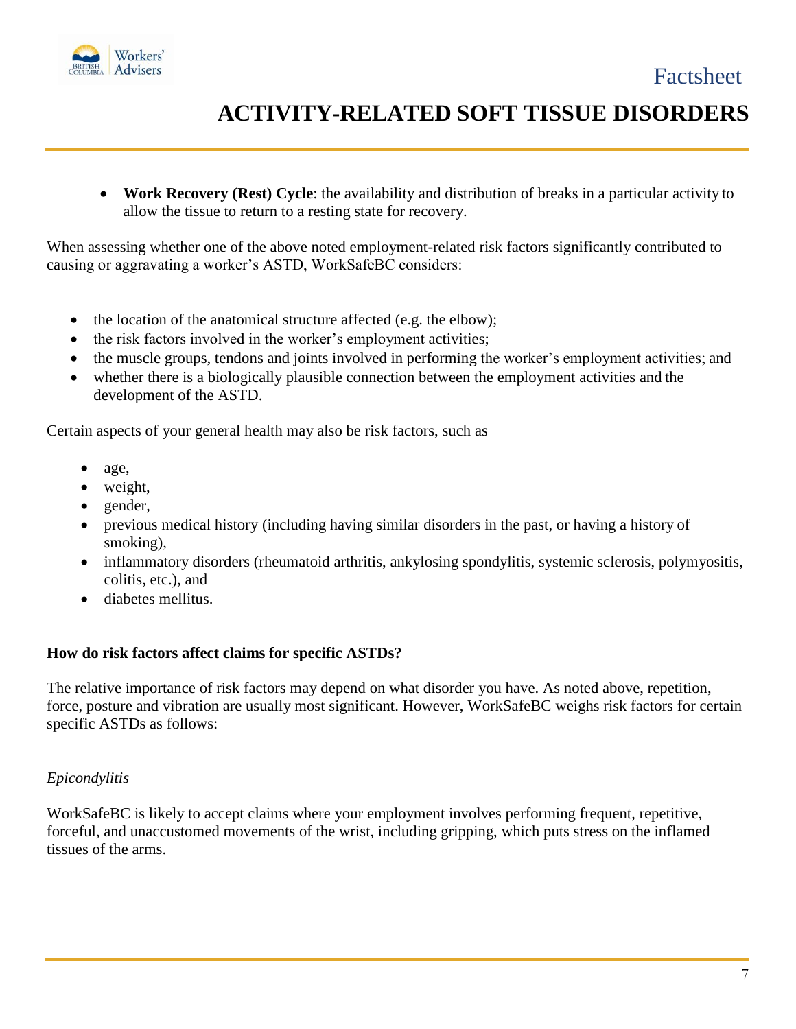- **Work Recovery (Rest) Cycle**: the availability and distribution of breaks in a particular activity to allow the tissue to return to a resting state for recovery.

When assessing whether one of the above noted employment-related risk factors significantly contributed to causing or aggravating a worker's ASTD, WorkSafeBC considers:

- the location of the anatomical structure affected (e.g. the elbow);
- the risk factors involved in the worker's employment activities;
- the muscle groups, tendons and joints involved in performing the worker's employment activities; and
- whether there is a biologically plausible connection between the employment activities and the development of the ASTD.

Certain aspects of your general health may also be risk factors, such as

- age,
- weight,
- gender,
- previous medical history (including having similar disorders in the past, or having a history of smoking),
- inflammatory disorders (rheumatoid arthritis, ankylosing spondylitis, systemic sclerosis, polymyositis, colitis, etc.), and
- diabetes mellitus.

**How do risk factors affect claims for specific ASTDs?**

The relative importance of risk factors may depend on what disorder you have. As noted above, repetition, force, posture and vibration are usually most significant. However, WorkSafeBC weighs risk factors for certain specific ASTDs as follows:

*Epicondylitis*

WorkSafeBC is likely to accept claims where your employment involves performing frequent, repetitive, forceful, and unaccustomed movements of the wrist, including gripping, which puts stress on the inflamed tissues of the arms.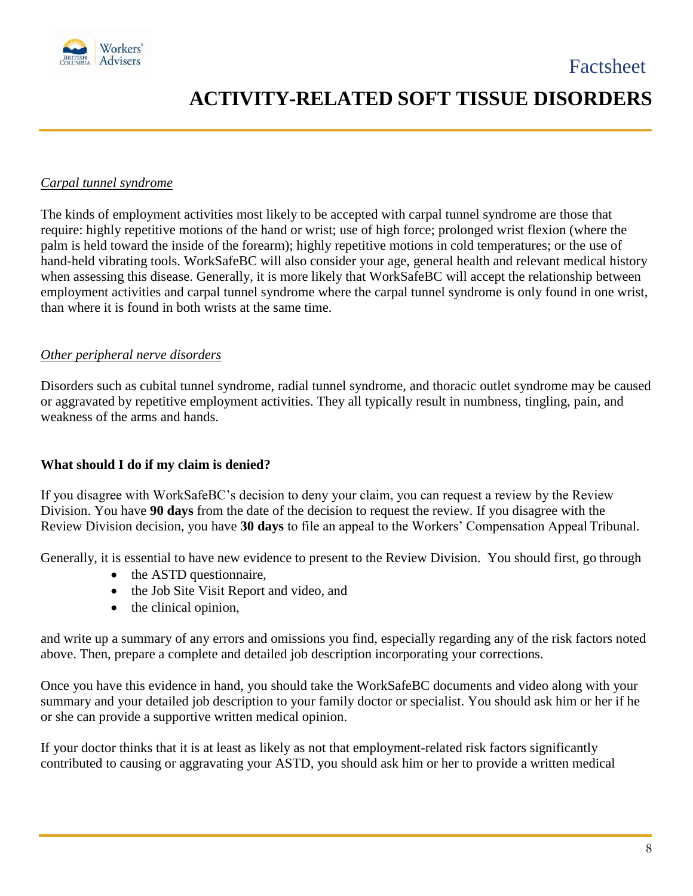*Carpal tunnel syndrome*

The kinds of employment activities most likely to be accepted with carpal tunnel syndrome are those that require: highly repetitive motions of the hand or wrist; use of high force; prolonged wrist flexion (where the palm is held toward the inside of the forearm); highly repetitive motions in cold temperatures; or the use of hand-held vibrating tools. WorkSafeBC will also consider your age, general health and relevant medical history when assessing this disease. Generally, it is more likely that WorkSafeBC will accept the relationship between employment activities and carpal tunnel syndrome where the carpal tunnel syndrome is only found in one wrist, than where it is found in both wrists at the same time.

*Other peripheral nerve disorders*

Disorders such as cubital tunnel syndrome, radial tunnel syndrome, and thoracic outlet syndrome may be caused or aggravated by repetitive employment activities. They all typically result in numbness, tingling, pain, and weakness of the arms and hands.

**What should I do if my claim is denied?**

If you disagree with WorkSafeBC's decision to deny your claim, you can request a review by the Review Division. You have **90 days** from the date of the decision to request the review. If you disagree with the Review Division decision, you have **30 days** to file an appeal to the Workers' Compensation Appeal Tribunal.

Generally, it is essential to have new evidence to present to the Review Division. You should first, go through

- the ASTD questionnaire,
- the Job Site Visit Report and video, and
- the clinical opinion,

and write up a summary of any errors and omissions you find, especially regarding any of the risk factors noted above. Then, prepare a complete and detailed job description incorporating your corrections.

Once you have this evidence in hand, you should take the WorkSafeBC documents and video along with your summary and your detailed job description to your family doctor or specialist. You should ask him or her if he or she can provide a supportive written medical opinion.

If your doctor thinks that it is at least as likely as not that employment-related risk factors significantly contributed to causing or aggravating your ASTD, you should ask him or her to provide a written medical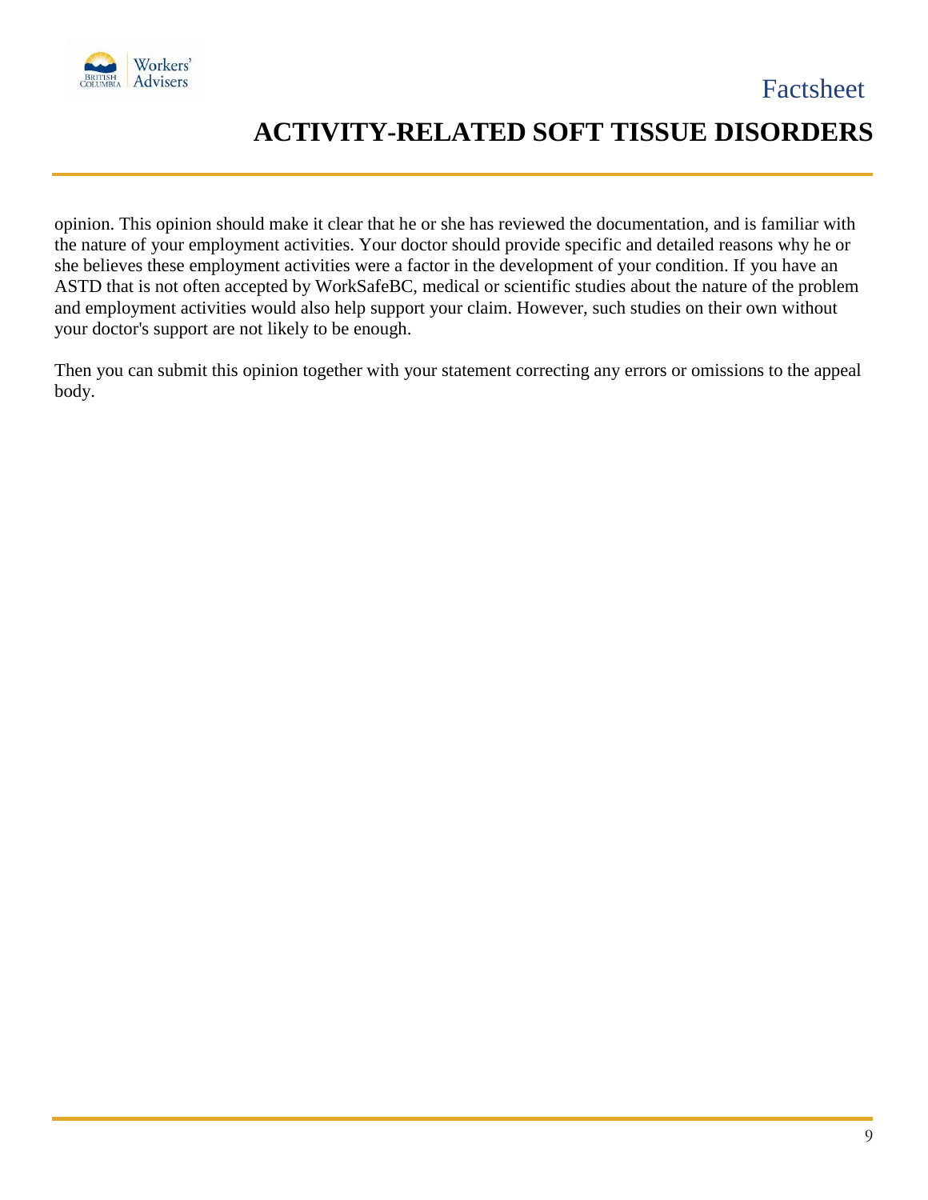opinion. This opinion should make it clear that he or she has reviewed the documentation, and is familiar with the nature of your employment activities. Your doctor should provide specific and detailed reasons why he or she believes these employment activities were a factor in the development of your condition. If you have an ASTD that is not often accepted by WorkSafeBC, medical or scientific studies about the nature of the problem and employment activities would also help support your claim. However, such studies on their own without your doctor's support are not likely to be enough.

Then you can submit this opinion together with your statement correcting any errors or omissions to the appeal body.